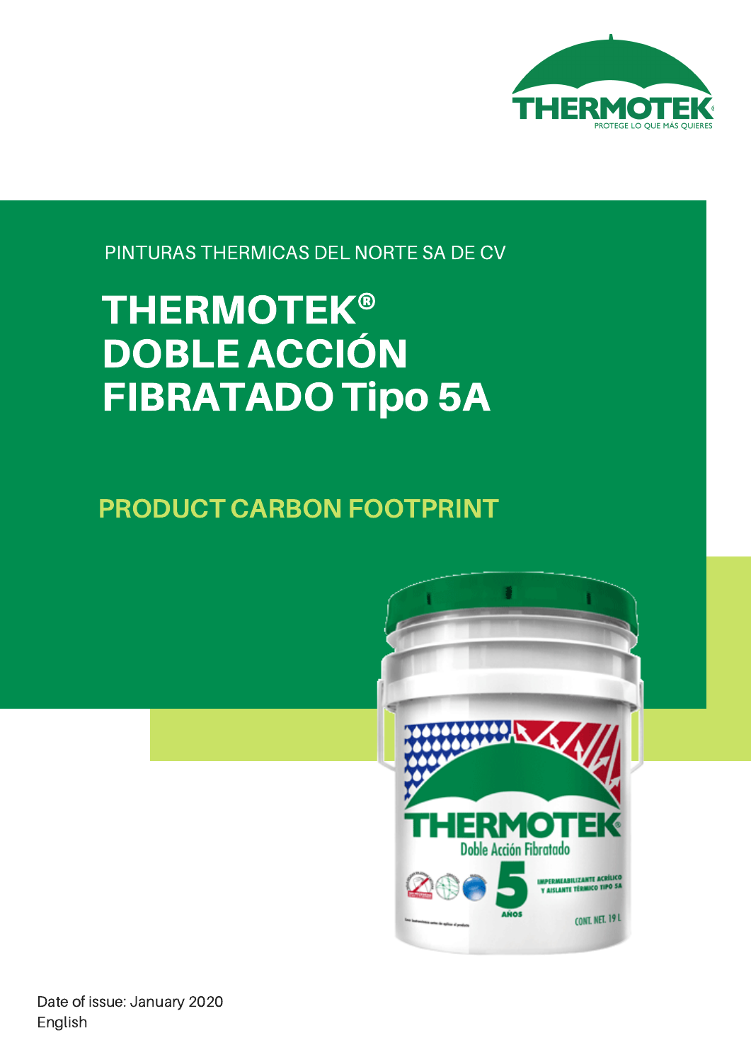THERMOTEK®

PROTEGE LO QUE MÁS QUIERES

PINTURAS THERMICAS DEL NORTE SA DE CV

# THERMOTEK® DOBLE ACCIÓN FIBRATADO Tipo 5A

## PRODUCT CARBON FOOTPRINT

Date of issue: January 2020

English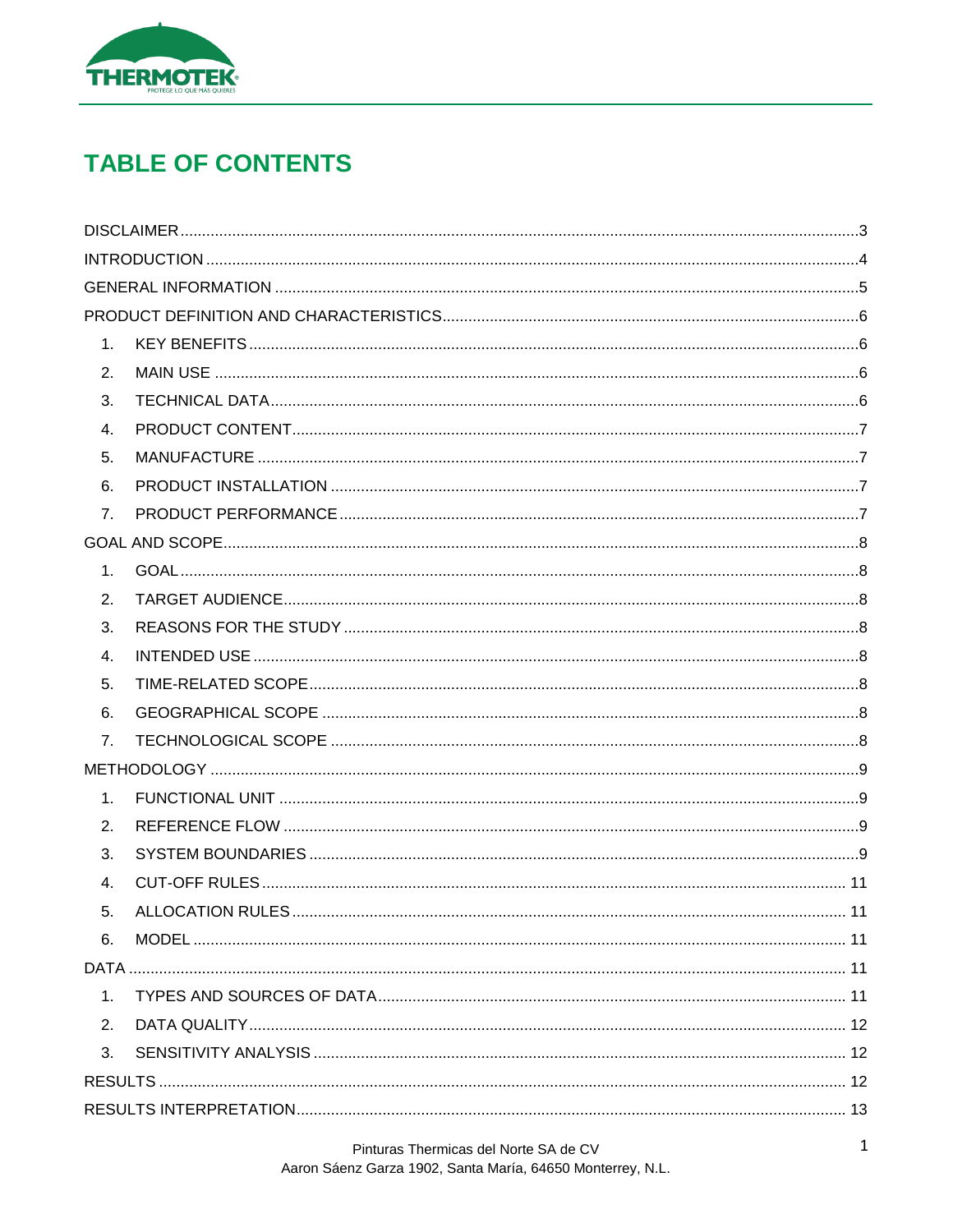# TABLE OF CONTENTS

DISCLAIMER ........................................................................................................................3

INTRODUCTION ...................................................................................................................4

GENERAL INFORMATION ...................................................................................................5

PRODUCT DEFINITION AND CHARACTERISTICS...............................................................6

1. KEY BENEFITS ..............................................................................................................6
2. MAIN USE ....................................................................................................................6
3. TECHNICAL DATA..........................................................................................................6
4. PRODUCT CONTENT.....................................................................................................7
5. MANUFACTURE ............................................................................................................7
6. PRODUCT INSTALLATION ...............................................................................................7
7. PRODUCT PERFORMANCE.............................................................................................7

GOAL AND SCOPE...............................................................................................................8

1. GOAL............................................................................................................................8
2. TARGET AUDIENCE........................................................................................................8
3. REASONS FOR THE STUDY .............................................................................................8
4. INTENDED USE .............................................................................................................8
5. TIME-RELATED SCOPE...................................................................................................8
6. GEOGRAPHICAL SCOPE .................................................................................................8
7. TECHNOLOGICAL SCOPE ...............................................................................................8

METHODOLOGY ..................................................................................................................9

1. FUNCTIONAL UNIT ........................................................................................................9
2. REFERENCE FLOW .........................................................................................................9
3. SYSTEM BOUNDARIES....................................................................................................9
4. CUT-OFF RULES ..........................................................................................................11
5. ALLOCATION RULES .....................................................................................................11
6. MODEL .......................................................................................................................11

DATA .................................................................................................................................11

1. TYPES AND SOURCES OF DATA....................................................................................11
2. DATA QUALITY............................................................................................................12
3. SENSITIVITY ANALYSIS ................................................................................................12

RESULTS ............................................................................................................................12

RESULTS INTERPRETATION................................................................................................13

Pinturas Thermicas del Norte SA de CV
Aaron Sáenz Garza 1902, Santa María, 64650 Monterrey, N.L.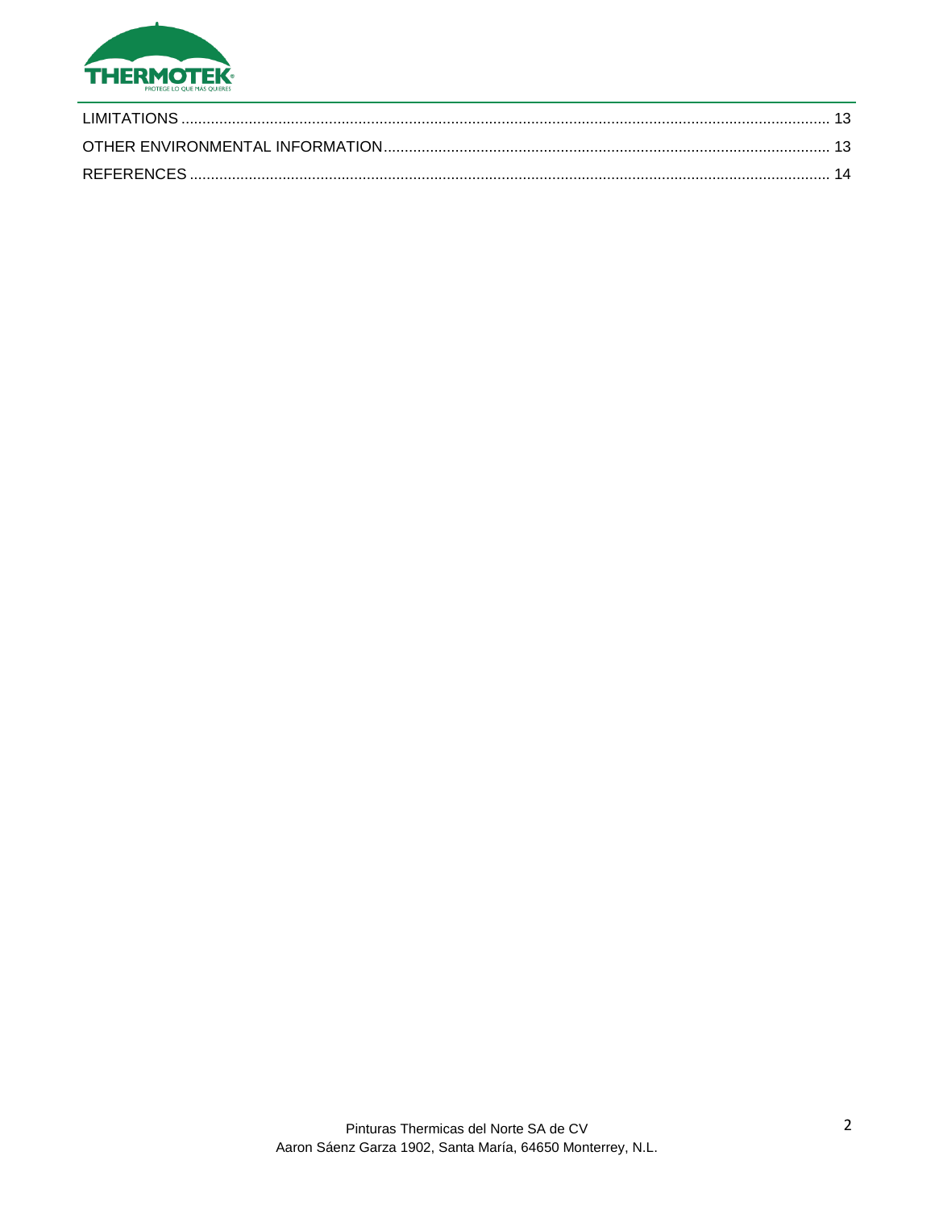LIMITATIONS ........................................................................................................................................ 13

OTHER ENVIRONMENTAL INFORMATION ......................................................................................................... 13

REFERENCES ....................................................................................................................................... 14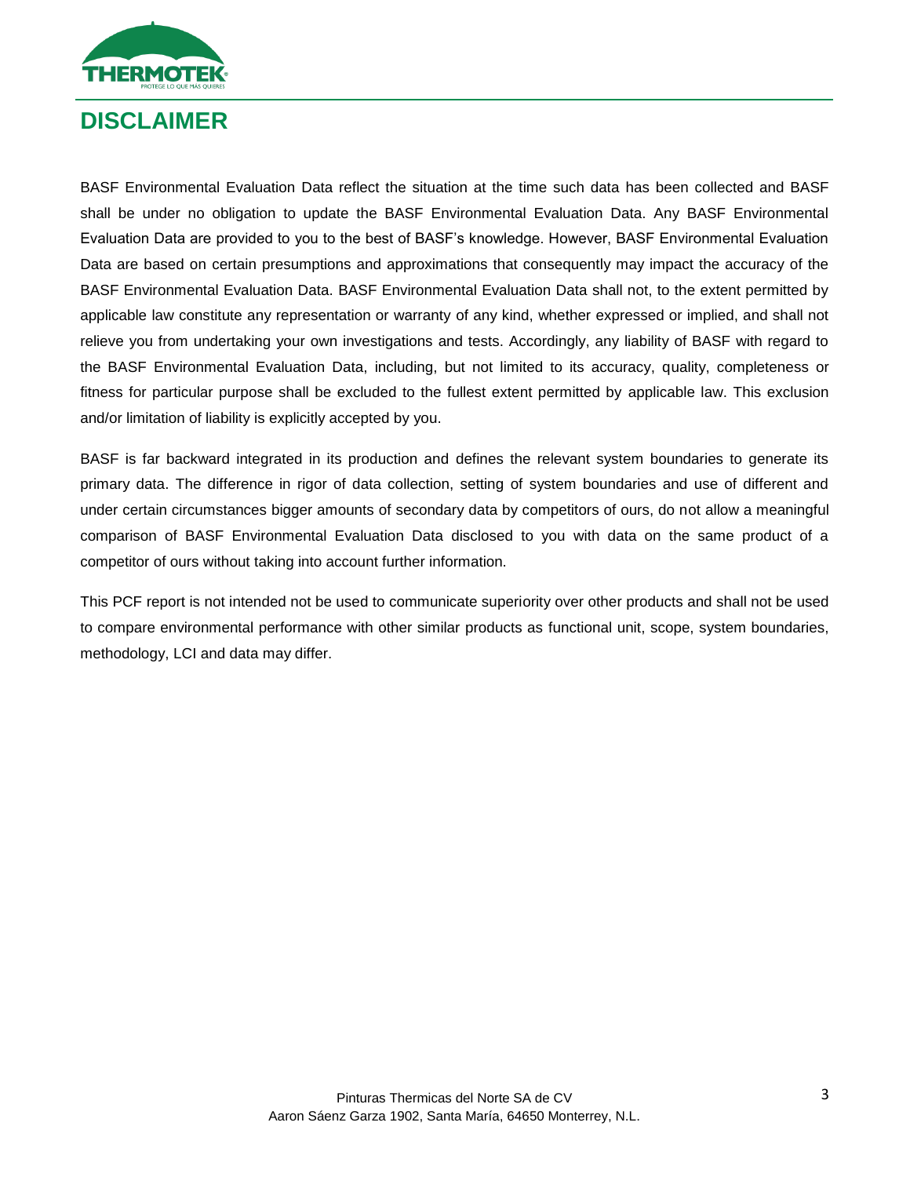# DISCLAIMER

BASF Environmental Evaluation Data reflect the situation at the time such data has been collected and BASF shall be under no obligation to update the BASF Environmental Evaluation Data. Any BASF Environmental Evaluation Data are provided to you to the best of BASF's knowledge. However, BASF Environmental Evaluation Data are based on certain presumptions and approximations that consequently may impact the accuracy of the BASF Environmental Evaluation Data. BASF Environmental Evaluation Data shall not, to the extent permitted by applicable law constitute any representation or warranty of any kind, whether expressed or implied, and shall not relieve you from undertaking your own investigations and tests. Accordingly, any liability of BASF with regard to the BASF Environmental Evaluation Data, including, but not limited to its accuracy, quality, completeness or fitness for particular purpose shall be excluded to the fullest extent permitted by applicable law. This exclusion and/or limitation of liability is explicitly accepted by you.

BASF is far backward integrated in its production and defines the relevant system boundaries to generate its primary data. The difference in rigor of data collection, setting of system boundaries and use of different and under certain circumstances bigger amounts of secondary data by competitors of ours, do not allow a meaningful comparison of BASF Environmental Evaluation Data disclosed to you with data on the same product of a competitor of ours without taking into account further information.

This PCF report is not intended not be used to communicate superiority over other products and shall not be used to compare environmental performance with other similar products as functional unit, scope, system boundaries, methodology, LCI and data may differ.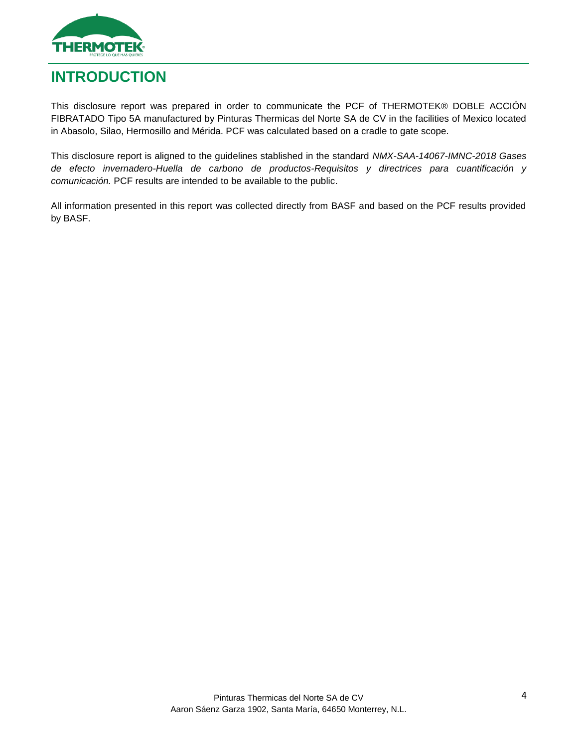# INTRODUCTION

This disclosure report was prepared in order to communicate the PCF of THERMOTEK® DOBLE ACCIÓN FIBRATADO Tipo 5A manufactured by Pinturas Thermicas del Norte SA de CV in the facilities of Mexico located in Abasolo, Silao, Hermosillo and Mérida. PCF was calculated based on a cradle to gate scope.

This disclosure report is aligned to the guidelines stablished in the standard *NMX-SAA-14067-IMNC-2018 Gases de efecto invernadero-Huella de carbono de productos-Requisitos y directrices para cuantificación y comunicación.* PCF results are intended to be available to the public.

All information presented in this report was collected directly from BASF and based on the PCF results provided by BASF.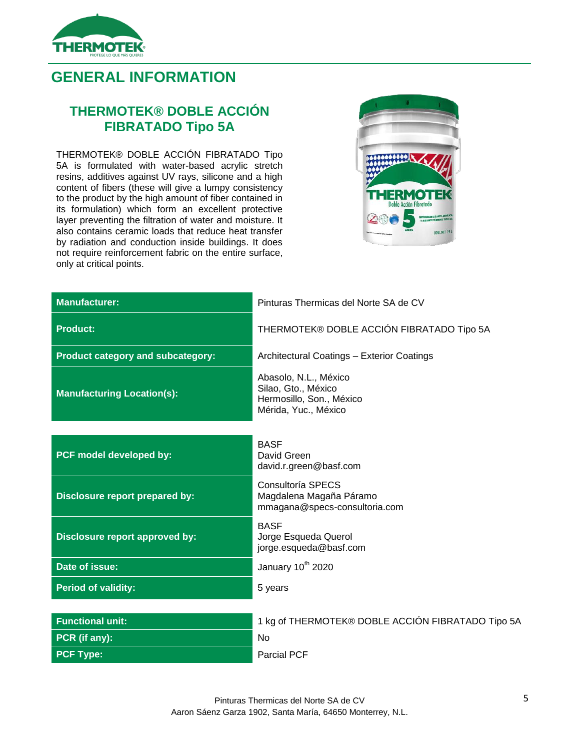# GENERAL INFORMATION

## THERMOTEK® DOBLE ACCIÓN FIBRATADO Tipo 5A

THERMOTEK® DOBLE ACCIÓN FIBRATADO Tipo 5A is formulated with water-based acrylic stretch resins, additives against UV rays, silicone and a high content of fibers (these will give a lumpy consistency to the product by the high amount of fiber contained in its formulation) which form an excellent protective layer preventing the filtration of water and moisture. It also contains ceramic loads that reduce heat transfer by radiation and conduction inside buildings. It does not require reinforcement fabric on the entire surface, only at critical points.

| | |
|---|---|
| **Manufacturer:** | Pinturas Thermicas del Norte SA de CV |
| **Product:** | THERMOTEK® DOBLE ACCIÓN FIBRATADO Tipo 5A |
| **Product category and subcategory:** | Architectural Coatings – Exterior Coatings |
| **Manufacturing Location(s):** | Abasolo, N.L., México<br>Silao, Gto., México<br>Hermosillo, Son., México<br>Mérida, Yuc., México |

| | |
|---|---|
| **PCF model developed by:** | BASF<br>David Green<br>david.r.green@basf.com |
| **Disclosure report prepared by:** | Consultoría SPECS<br>Magdalena Magaña Páramo<br>mmagana@specs-consultoria.com |
| **Disclosure report approved by:** | BASF<br>Jorge Esqueda Querol<br>jorge.esqueda@basf.com |
| **Date of issue:** | January 10th 2020 |
| **Period of validity:** | 5 years |

| | |
|---|---|
| **Functional unit:** | 1 kg of THERMOTEK® DOBLE ACCIÓN FIBRATADO Tipo 5A |
| **PCR (if any):** | No |
| **PCF Type:** | Parcial PCF |

Pinturas Thermicas del Norte SA de CV
Aaron Sáenz Garza 1902, Santa María, 64650 Monterrey, N.L.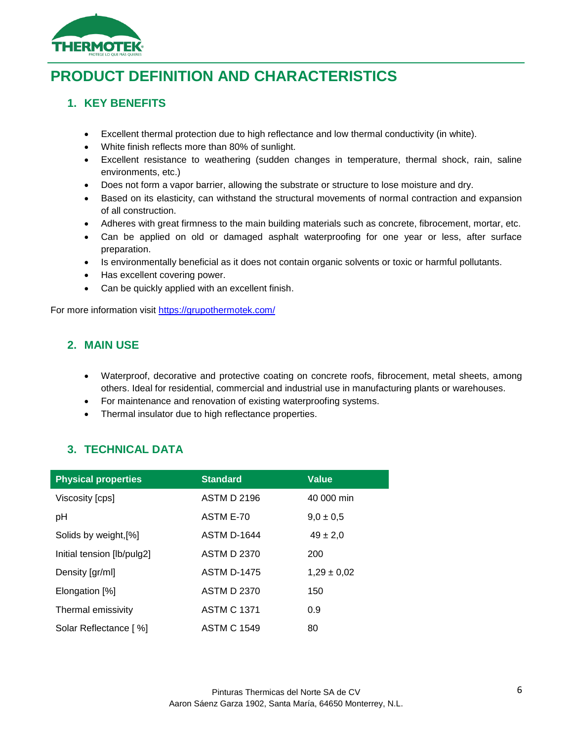# PRODUCT DEFINITION AND CHARACTERISTICS

## 1. KEY BENEFITS

- Excellent thermal protection due to high reflectance and low thermal conductivity (in white).
- White finish reflects more than 80% of sunlight.
- Excellent resistance to weathering (sudden changes in temperature, thermal shock, rain, saline environments, etc.)
- Does not form a vapor barrier, allowing the substrate or structure to lose moisture and dry.
- Based on its elasticity, can withstand the structural movements of normal contraction and expansion of all construction.
- Adheres with great firmness to the main building materials such as concrete, fibrocement, mortar, etc.
- Can be applied on old or damaged asphalt waterproofing for one year or less, after surface preparation.
- Is environmentally beneficial as it does not contain organic solvents or toxic or harmful pollutants.
- Has excellent covering power.
- Can be quickly applied with an excellent finish.

For more information visit https://grupothermotek.com/

## 2. MAIN USE

- Waterproof, decorative and protective coating on concrete roofs, fibrocement, metal sheets, among others. Ideal for residential, commercial and industrial use in manufacturing plants or warehouses.
- For maintenance and renovation of existing waterproofing systems.
- Thermal insulator due to high reflectance properties.

## 3. TECHNICAL DATA

| Physical properties | Standard | Value |
|---|---|---|
| Viscosity [cps] | ASTM D 2196 | 40 000 min |
| pH | ASTM E-70 | 9,0 ± 0,5 |
| Solids by weight,[%] | ASTM D-1644 | 49 ± 2,0 |
| Initial tension [lb/pulg2] | ASTM D 2370 | 200 |
| Density [gr/ml] | ASTM D-1475 | 1,29 ± 0,02 |
| Elongation [%] | ASTM D 2370 | 150 |
| Thermal emissivity | ASTM C 1371 | 0.9 |
| Solar Reflectance [ %] | ASTM C 1549 | 80 |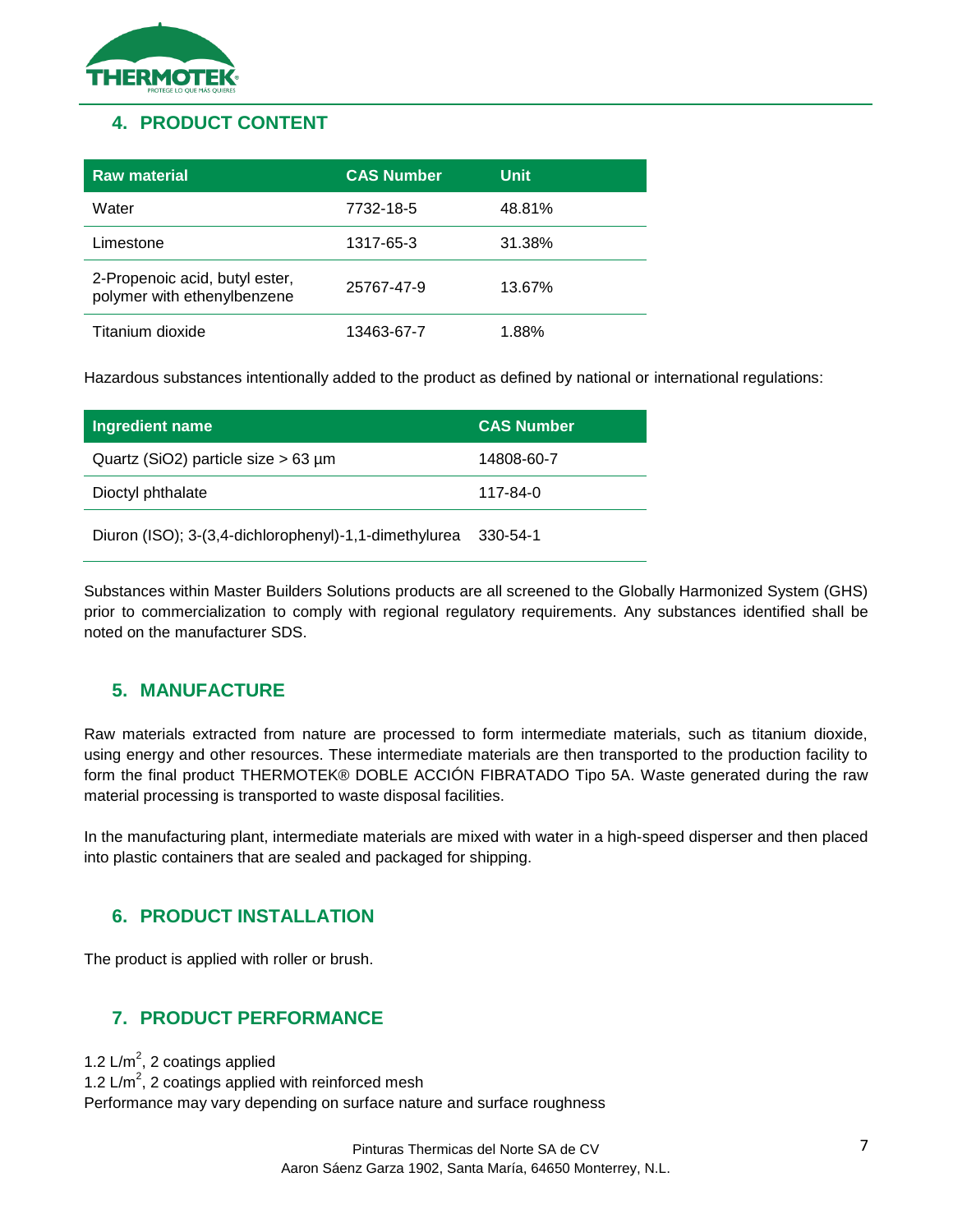## 4. PRODUCT CONTENT

| Raw material | CAS Number | Unit |
|---|---|---|
| Water | 7732-18-5 | 48.81% |
| Limestone | 1317-65-3 | 31.38% |
| 2-Propenoic acid, butyl ester, polymer with ethenylbenzene | 25767-47-9 | 13.67% |
| Titanium dioxide | 13463-67-7 | 1.88% |

Hazardous substances intentionally added to the product as defined by national or international regulations:

| Ingredient name | CAS Number |
|---|---|
| Quartz ($SiO_2$) particle size > 63 µm | 14808-60-7 |
| Dioctyl phthalate | 117-84-0 |
| Diuron (ISO); 3-(3,4-dichlorophenyl)-1,1-dimethylurea | 330-54-1 |

Substances within Master Builders Solutions products are all screened to the Globally Harmonized System (GHS) prior to commercialization to comply with regional regulatory requirements. Any substances identified shall be noted on the manufacturer SDS.

## 5. MANUFACTURE

Raw materials extracted from nature are processed to form intermediate materials, such as titanium dioxide, using energy and other resources. These intermediate materials are then transported to the production facility to form the final product THERMOTEK® DOBLE ACCIÓN FIBRATADO Tipo 5A. Waste generated during the raw material processing is transported to waste disposal facilities.

In the manufacturing plant, intermediate materials are mixed with water in a high-speed disperser and then placed into plastic containers that are sealed and packaged for shipping.

## 6. PRODUCT INSTALLATION

The product is applied with roller or brush.

## 7. PRODUCT PERFORMANCE

1.2 $L/m^2$, 2 coatings applied
1.2 $L/m^2$, 2 coatings applied with reinforced mesh
Performance may vary depending on surface nature and surface roughness

Pinturas Thermicas del Norte SA de CV
Aaron Sáenz Garza 1902, Santa María, 64650 Monterrey, N.L.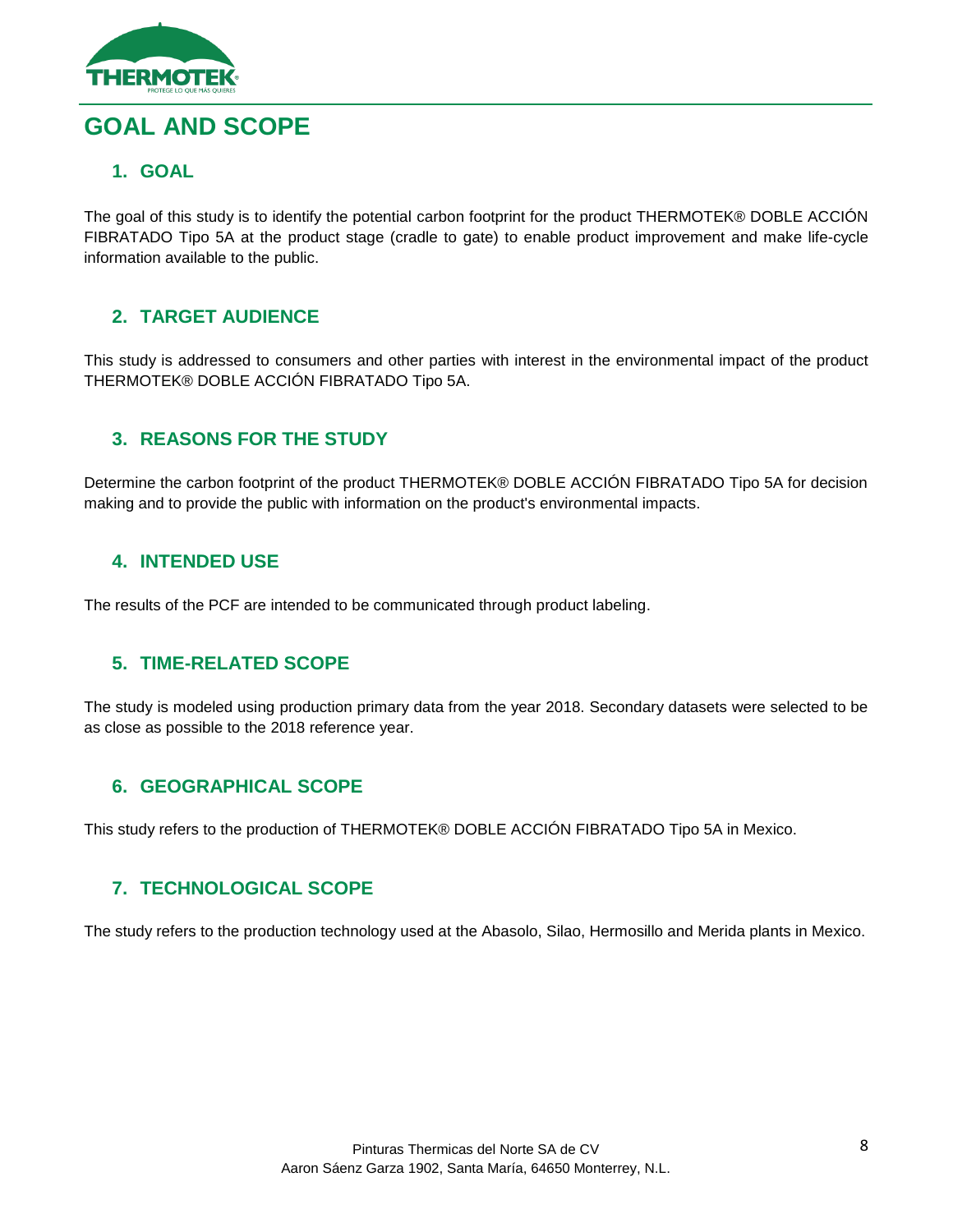# GOAL AND SCOPE

## 1. GOAL

The goal of this study is to identify the potential carbon footprint for the product THERMOTEK® DOBLE ACCIÓN FIBRATADO Tipo 5A at the product stage (cradle to gate) to enable product improvement and make life-cycle information available to the public.

## 2. TARGET AUDIENCE

This study is addressed to consumers and other parties with interest in the environmental impact of the product THERMOTEK® DOBLE ACCIÓN FIBRATADO Tipo 5A.

## 3. REASONS FOR THE STUDY

Determine the carbon footprint of the product THERMOTEK® DOBLE ACCIÓN FIBRATADO Tipo 5A for decision making and to provide the public with information on the product's environmental impacts.

## 4. INTENDED USE

The results of the PCF are intended to be communicated through product labeling.

## 5. TIME-RELATED SCOPE

The study is modeled using production primary data from the year 2018. Secondary datasets were selected to be as close as possible to the 2018 reference year.

## 6. GEOGRAPHICAL SCOPE

This study refers to the production of THERMOTEK® DOBLE ACCIÓN FIBRATADO Tipo 5A in Mexico.

## 7. TECHNOLOGICAL SCOPE

The study refers to the production technology used at the Abasolo, Silao, Hermosillo and Merida plants in Mexico.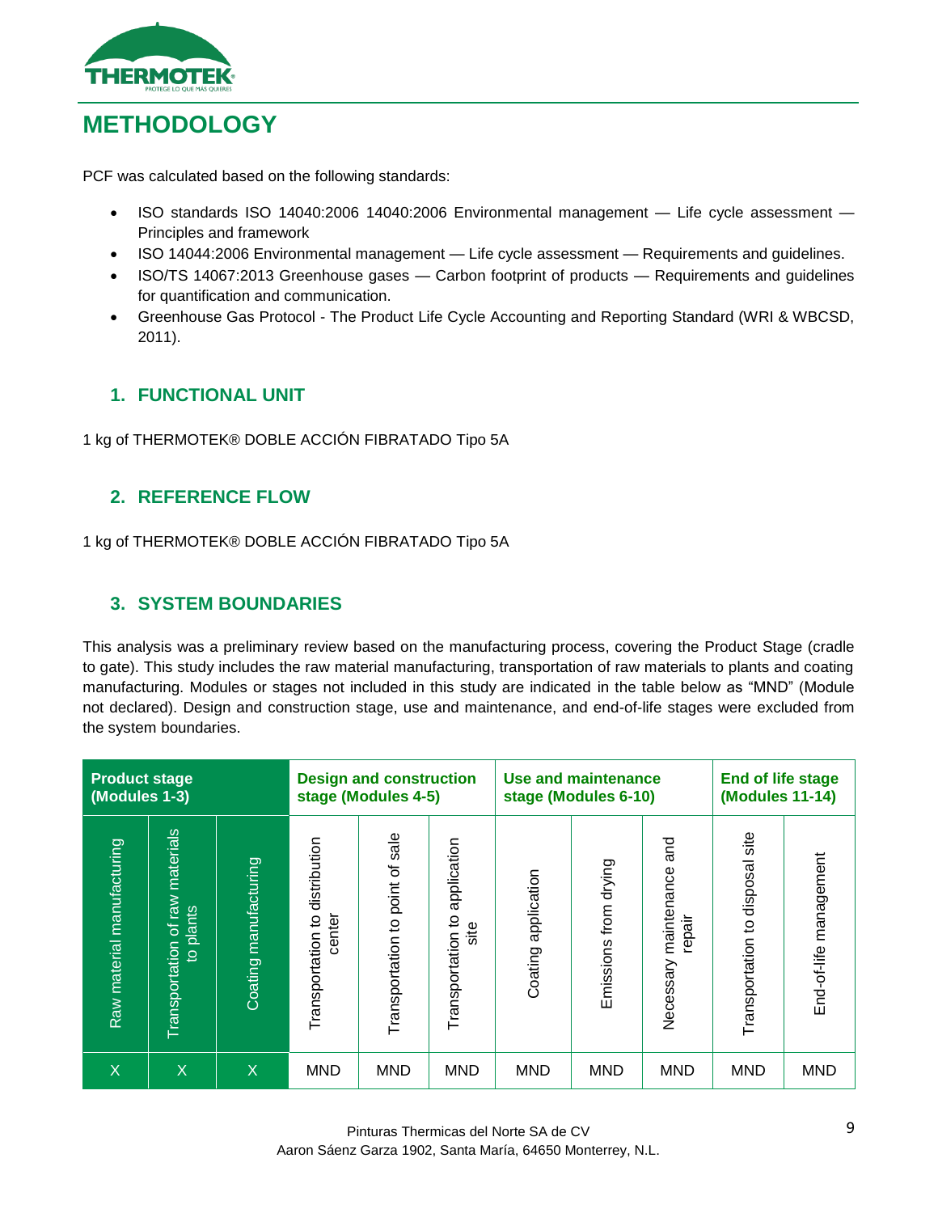# METHODOLOGY

PCF was calculated based on the following standards:

- ISO standards ISO 14040:2006 14040:2006 Environmental management — Life cycle assessment — Principles and framework
- ISO 14044:2006 Environmental management — Life cycle assessment — Requirements and guidelines.
- ISO/TS 14067:2013 Greenhouse gases — Carbon footprint of products — Requirements and guidelines for quantification and communication.
- Greenhouse Gas Protocol - The Product Life Cycle Accounting and Reporting Standard (WRI & WBCSD, 2011).

## 1. FUNCTIONAL UNIT

1 kg of THERMOTEK® DOBLE ACCIÓN FIBRATADO Tipo 5A

## 2. REFERENCE FLOW

1 kg of THERMOTEK® DOBLE ACCIÓN FIBRATADO Tipo 5A

## 3. SYSTEM BOUNDARIES

This analysis was a preliminary review based on the manufacturing process, covering the Product Stage (cradle to gate). This study includes the raw material manufacturing, transportation of raw materials to plants and coating manufacturing. Modules or stages not included in this study are indicated in the table below as "MND" (Module not declared). Design and construction stage, use and maintenance, and end-of-life stages were excluded from the system boundaries.

| Product stage (Modules 1-3) | | | Design and construction stage (Modules 4-5) | | | Use and maintenance stage (Modules 6-10) | | | End of life stage (Modules 11-14) | |
|---|---|---|---|---|---|---|---|---|---|---|
| Raw material manufacturing | Transportation of raw materials to plants | Coating manufacturing | Transportation to distribution center | Transportation to point of sale | Transportation to application site | Coating application | Emissions from drying | Necessary maintenance and repair | Transportation to disposal site | End-of-life management |
| X | X | X | MND | MND | MND | MND | MND | MND | MND | MND |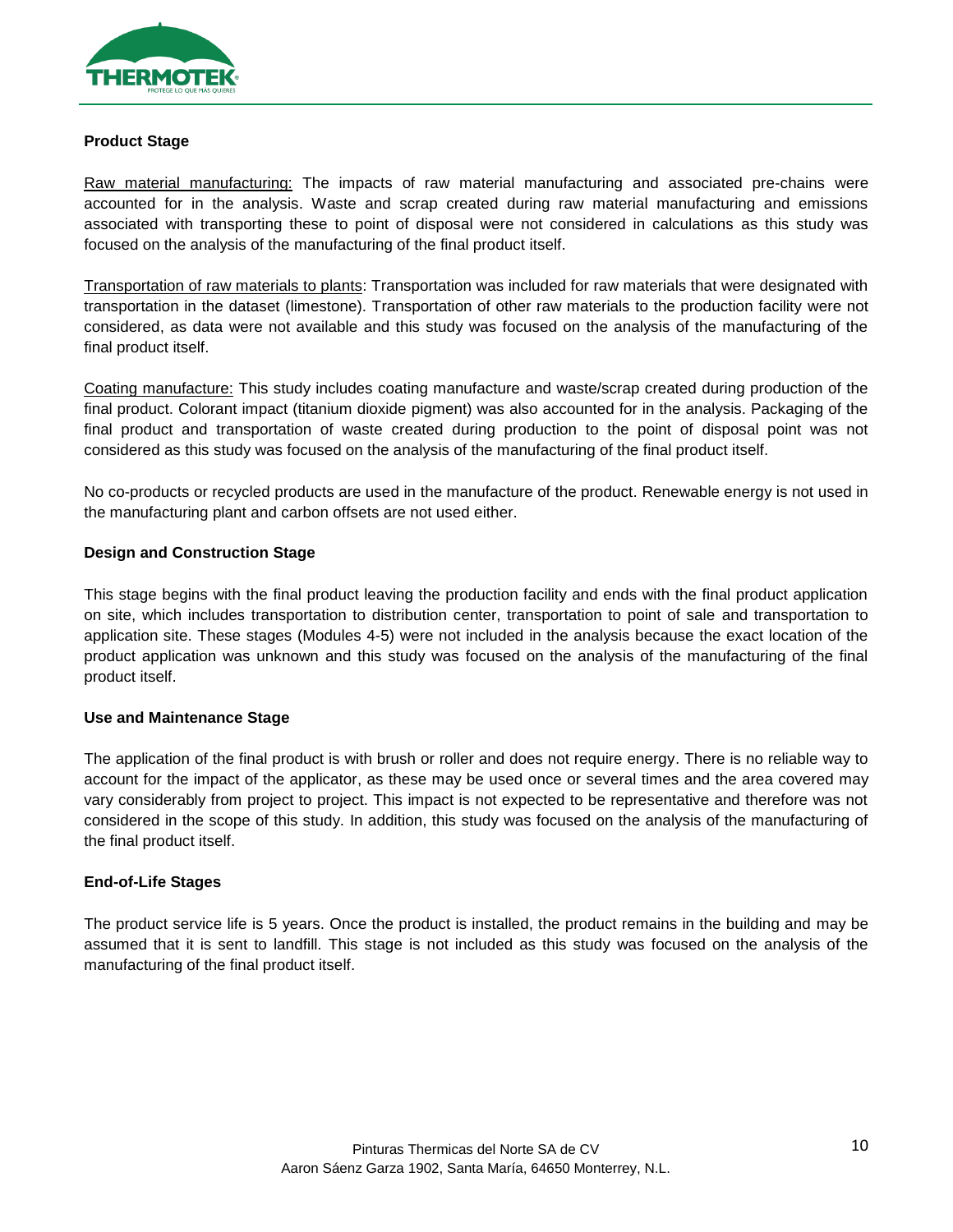**Product Stage**

Raw material manufacturing: The impacts of raw material manufacturing and associated pre-chains were accounted for in the analysis. Waste and scrap created during raw material manufacturing and emissions associated with transporting these to point of disposal were not considered in calculations as this study was focused on the analysis of the manufacturing of the final product itself.

Transportation of raw materials to plants: Transportation was included for raw materials that were designated with transportation in the dataset (limestone). Transportation of other raw materials to the production facility were not considered, as data were not available and this study was focused on the analysis of the manufacturing of the final product itself.

Coating manufacture: This study includes coating manufacture and waste/scrap created during production of the final product. Colorant impact (titanium dioxide pigment) was also accounted for in the analysis. Packaging of the final product and transportation of waste created during production to the point of disposal point was not considered as this study was focused on the analysis of the manufacturing of the final product itself.

No co-products or recycled products are used in the manufacture of the product. Renewable energy is not used in the manufacturing plant and carbon offsets are not used either.

**Design and Construction Stage**

This stage begins with the final product leaving the production facility and ends with the final product application on site, which includes transportation to distribution center, transportation to point of sale and transportation to application site. These stages (Modules 4-5) were not included in the analysis because the exact location of the product application was unknown and this study was focused on the analysis of the manufacturing of the final product itself.

**Use and Maintenance Stage**

The application of the final product is with brush or roller and does not require energy. There is no reliable way to account for the impact of the applicator, as these may be used once or several times and the area covered may vary considerably from project to project. This impact is not expected to be representative and therefore was not considered in the scope of this study. In addition, this study was focused on the analysis of the manufacturing of the final product itself.

**End-of-Life Stages**

The product service life is 5 years. Once the product is installed, the product remains in the building and may be assumed that it is sent to landfill. This stage is not included as this study was focused on the analysis of the manufacturing of the final product itself.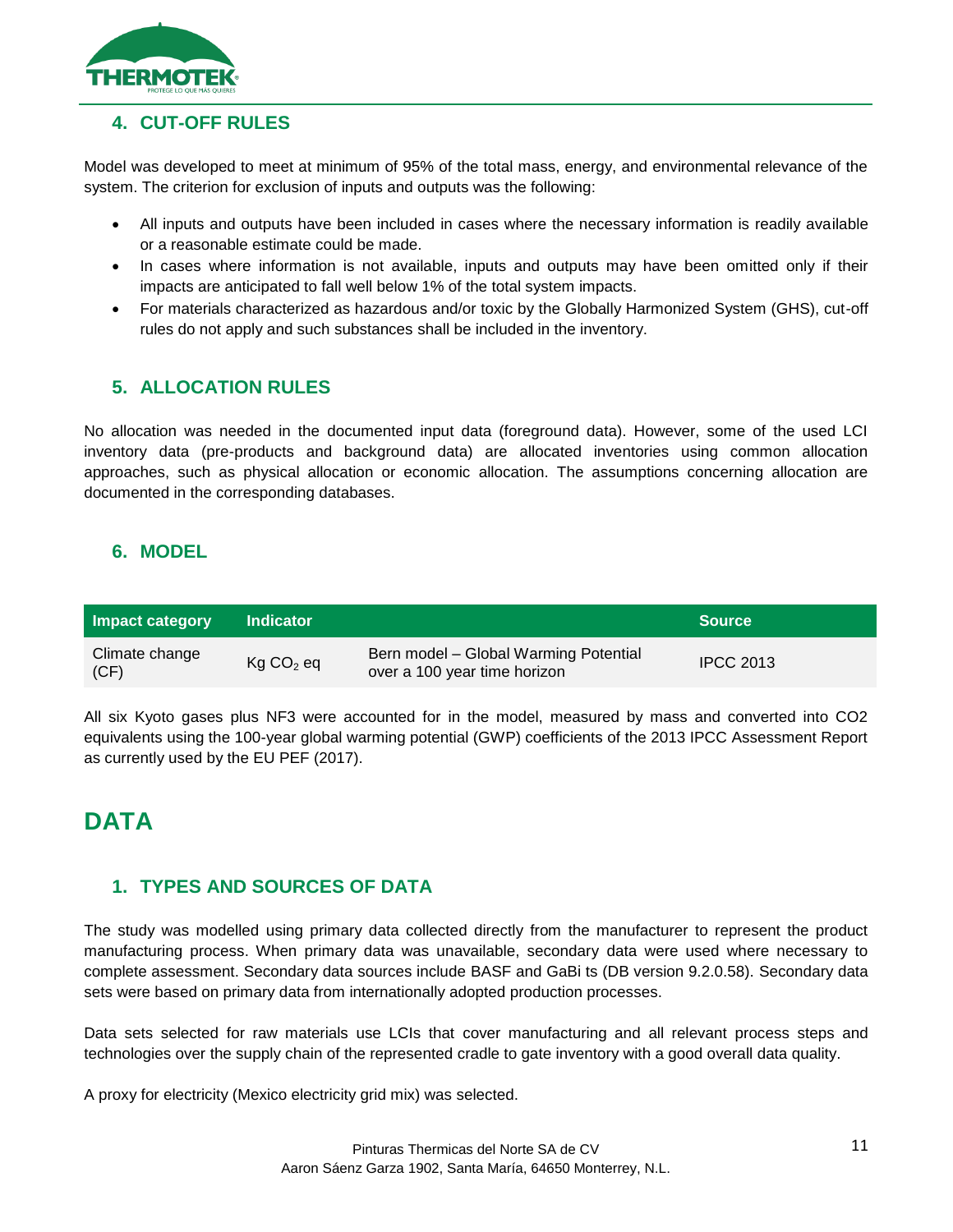## 4. CUT-OFF RULES

Model was developed to meet at minimum of 95% of the total mass, energy, and environmental relevance of the system. The criterion for exclusion of inputs and outputs was the following:

- All inputs and outputs have been included in cases where the necessary information is readily available or a reasonable estimate could be made.
- In cases where information is not available, inputs and outputs may have been omitted only if their impacts are anticipated to fall well below 1% of the total system impacts.
- For materials characterized as hazardous and/or toxic by the Globally Harmonized System (GHS), cut-off rules do not apply and such substances shall be included in the inventory.

## 5. ALLOCATION RULES

No allocation was needed in the documented input data (foreground data). However, some of the used LCI inventory data (pre-products and background data) are allocated inventories using common allocation approaches, such as physical allocation or economic allocation. The assumptions concerning allocation are documented in the corresponding databases.

## 6. MODEL

| Impact category | Indicator | | Source |
|---|---|---|---|
| Climate change (CF) | Kg $CO_2$ eq | Bern model – Global Warming Potential over a 100 year time horizon | IPCC 2013 |

All six Kyoto gases plus NF3 were accounted for in the model, measured by mass and converted into CO2 equivalents using the 100-year global warming potential (GWP) coefficients of the 2013 IPCC Assessment Report as currently used by the EU PEF (2017).

# DATA

## 1. TYPES AND SOURCES OF DATA

The study was modelled using primary data collected directly from the manufacturer to represent the product manufacturing process. When primary data was unavailable, secondary data were used where necessary to complete assessment. Secondary data sources include BASF and GaBi ts (DB version 9.2.0.58). Secondary data sets were based on primary data from internationally adopted production processes.

Data sets selected for raw materials use LCIs that cover manufacturing and all relevant process steps and technologies over the supply chain of the represented cradle to gate inventory with a good overall data quality.

A proxy for electricity (Mexico electricity grid mix) was selected.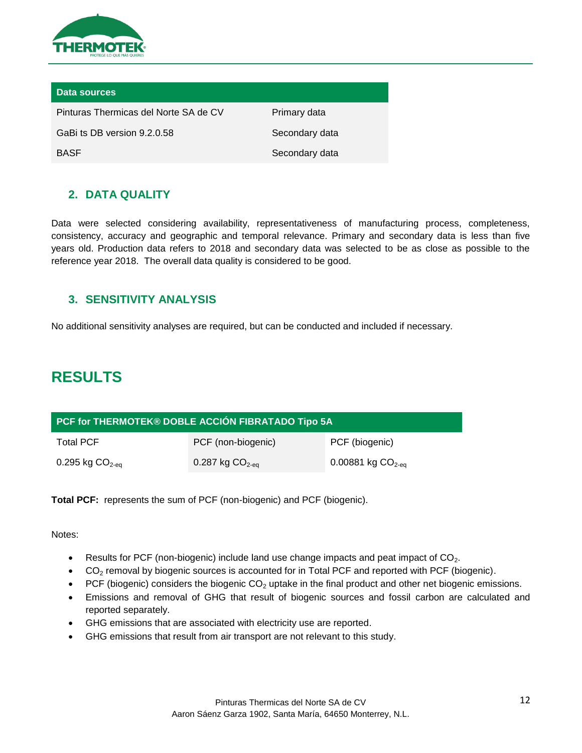| Data sources | |
|---|---|
| Pinturas Thermicas del Norte SA de CV | Primary data |
| GaBi ts DB version 9.2.0.58 | Secondary data |
| BASF | Secondary data |

## 2. DATA QUALITY

Data were selected considering availability, representativeness of manufacturing process, completeness, consistency, accuracy and geographic and temporal relevance. Primary and secondary data is less than five years old. Production data refers to 2018 and secondary data was selected to be as close as possible to the reference year 2018. The overall data quality is considered to be good.

## 3. SENSITIVITY ANALYSIS

No additional sensitivity analyses are required, but can be conducted and included if necessary.

# RESULTS

| PCF for THERMOTEK® DOBLE ACCIÓN FIBRATADO Tipo 5A | | |
|---|---|---|
| Total PCF | PCF (non-biogenic) | PCF (biogenic) |
| 0.295 kg $CO_{2\text{-eq}}$ | 0.287 kg $CO_{2\text{-eq}}$ | 0.00881 kg $CO_{2\text{-eq}}$ |

**Total PCF:** represents the sum of PCF (non-biogenic) and PCF (biogenic).

Notes:

- Results for PCF (non-biogenic) include land use change impacts and peat impact of $CO_2$.
- $CO_2$ removal by biogenic sources is accounted for in Total PCF and reported with PCF (biogenic).
- PCF (biogenic) considers the biogenic $CO_2$ uptake in the final product and other net biogenic emissions.
- Emissions and removal of GHG that result of biogenic sources and fossil carbon are calculated and reported separately.
- GHG emissions that are associated with electricity use are reported.
- GHG emissions that result from air transport are not relevant to this study.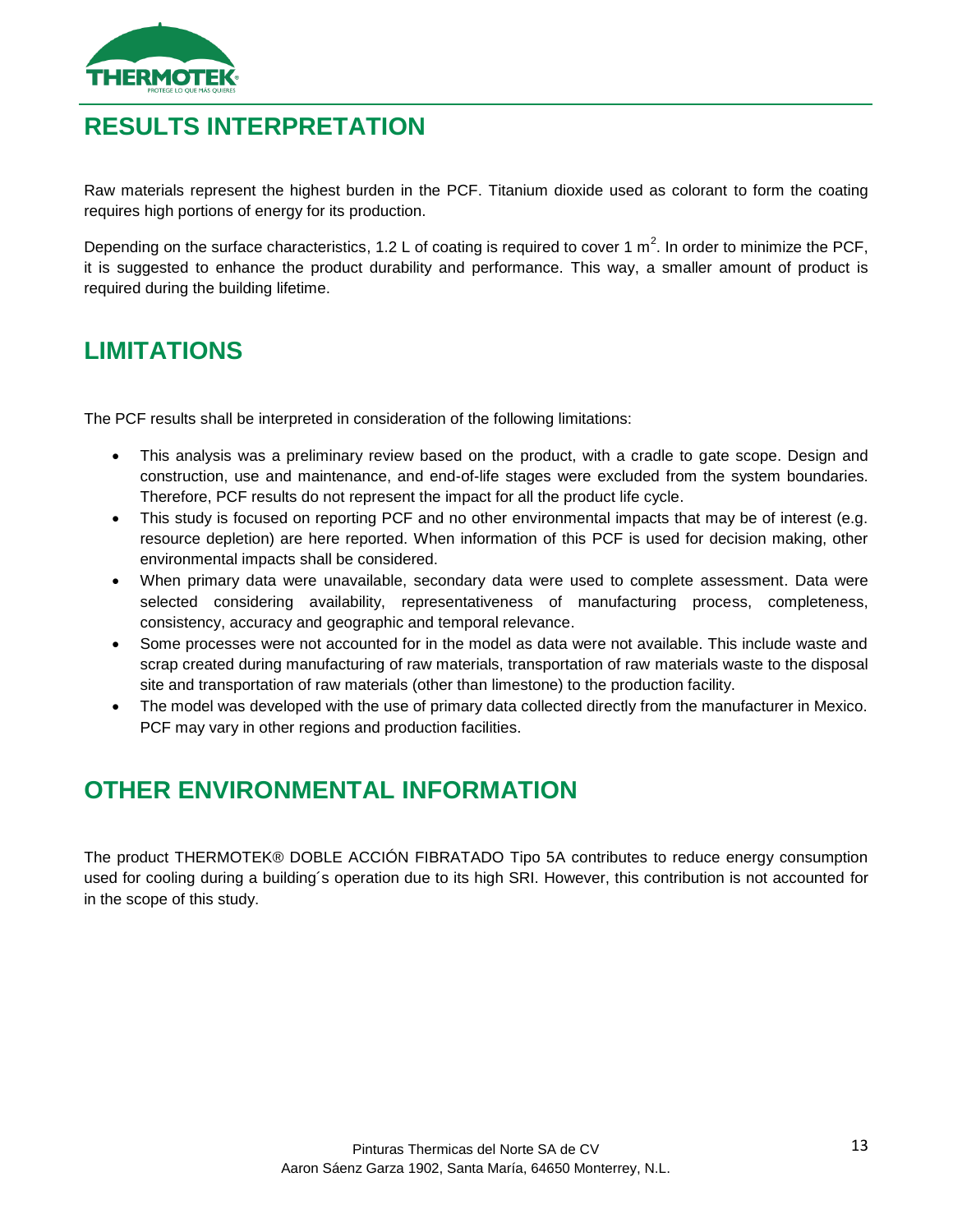## RESULTS INTERPRETATION

Raw materials represent the highest burden in the PCF. Titanium dioxide used as colorant to form the coating requires high portions of energy for its production.

Depending on the surface characteristics, 1.2 L of coating is required to cover 1 $m^2$. In order to minimize the PCF, it is suggested to enhance the product durability and performance. This way, a smaller amount of product is required during the building lifetime.

## LIMITATIONS

The PCF results shall be interpreted in consideration of the following limitations:

- This analysis was a preliminary review based on the product, with a cradle to gate scope. Design and construction, use and maintenance, and end-of-life stages were excluded from the system boundaries. Therefore, PCF results do not represent the impact for all the product life cycle.
- This study is focused on reporting PCF and no other environmental impacts that may be of interest (e.g. resource depletion) are here reported. When information of this PCF is used for decision making, other environmental impacts shall be considered.
- When primary data were unavailable, secondary data were used to complete assessment. Data were selected considering availability, representativeness of manufacturing process, completeness, consistency, accuracy and geographic and temporal relevance.
- Some processes were not accounted for in the model as data were not available. This include waste and scrap created during manufacturing of raw materials, transportation of raw materials waste to the disposal site and transportation of raw materials (other than limestone) to the production facility.
- The model was developed with the use of primary data collected directly from the manufacturer in Mexico. PCF may vary in other regions and production facilities.

## OTHER ENVIRONMENTAL INFORMATION

The product THERMOTEK® DOBLE ACCIÓN FIBRATADO Tipo 5A contributes to reduce energy consumption used for cooling during a building´s operation due to its high SRI. However, this contribution is not accounted for in the scope of this study.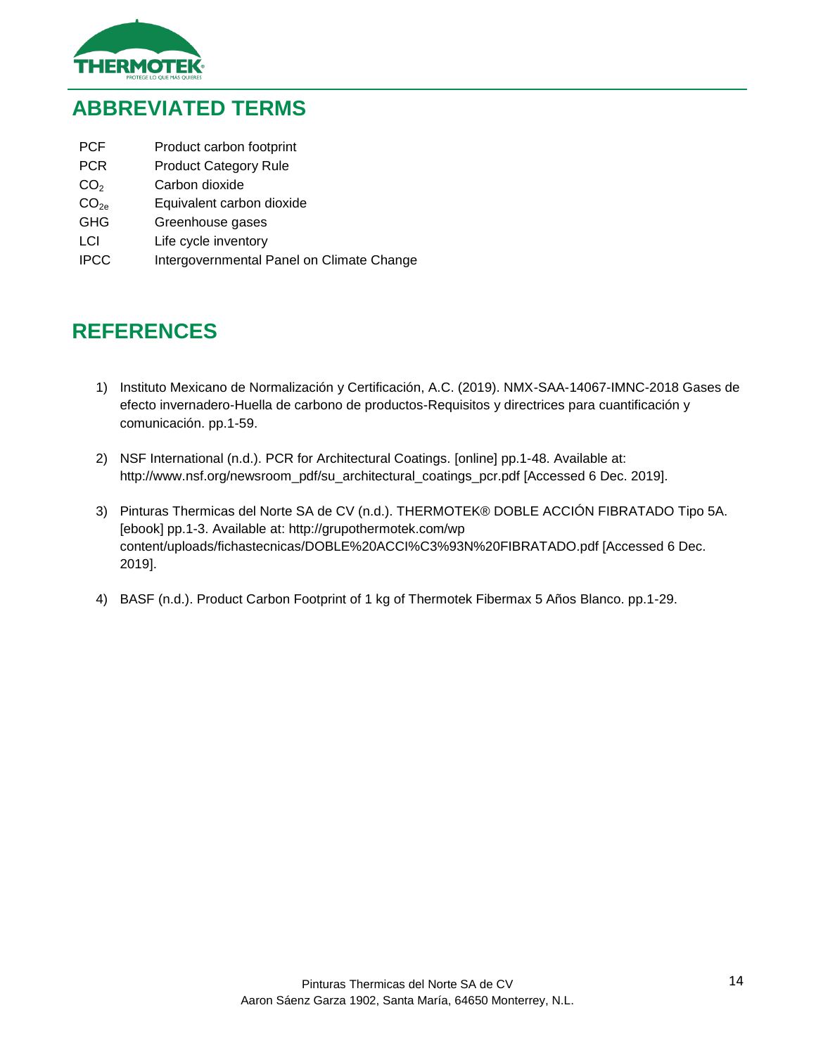## ABBREVIATED TERMS

| | |
|---|---|
| PCF | Product carbon footprint |
| PCR | Product Category Rule |
| $CO_2$ | Carbon dioxide |
| $CO_{2e}$ | Equivalent carbon dioxide |
| GHG | Greenhouse gases |
| LCI | Life cycle inventory |
| IPCC | Intergovernmental Panel on Climate Change |

## REFERENCES

1) Instituto Mexicano de Normalización y Certificación, A.C. (2019). NMX-SAA-14067-IMNC-2018 Gases de efecto invernadero-Huella de carbono de productos-Requisitos y directrices para cuantificación y comunicación. pp.1-59.

2) NSF International (n.d.). PCR for Architectural Coatings. [online] pp.1-48. Available at: http://www.nsf.org/newsroom_pdf/su_architectural_coatings_pcr.pdf [Accessed 6 Dec. 2019].

3) Pinturas Thermicas del Norte SA de CV (n.d.). THERMOTEK® DOBLE ACCIÓN FIBRATADO Tipo 5A. [ebook] pp.1-3. Available at: http://grupothermotek.com/wp content/uploads/fichastecnicas/DOBLE%20ACCI%C3%93N%20FIBRATADO.pdf [Accessed 6 Dec. 2019].

4) BASF (n.d.). Product Carbon Footprint of 1 kg of Thermotek Fibermax 5 Años Blanco. pp.1-29.